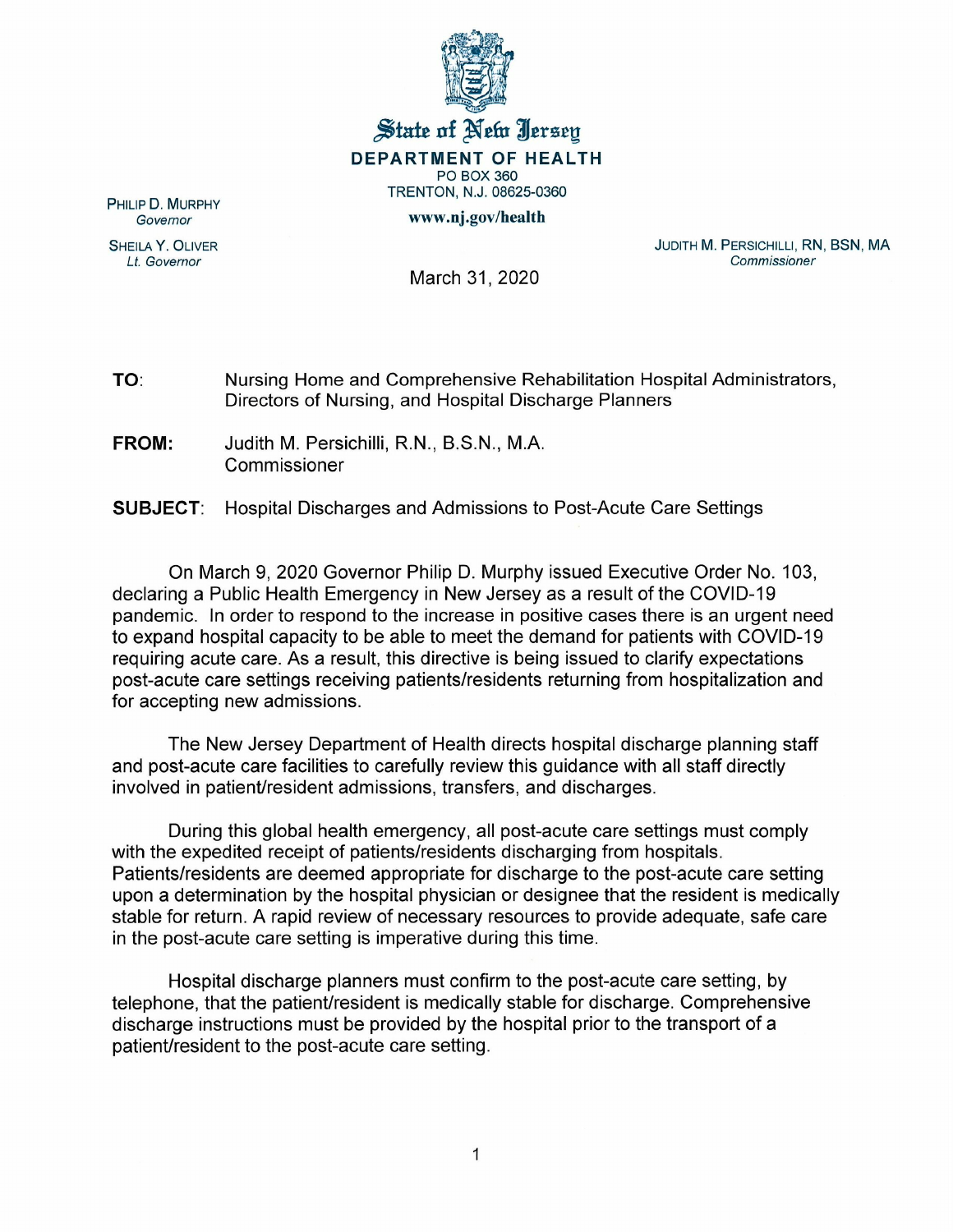**State of New Jersey**

**DEPARTMENT OF HEALTH**
PO BOX 360
TRENTON, N.J. 08625-0360
**www.nj.gov/health**

PHILIP D. MURPHY
*Governor*

SHEILA Y. OLIVER
*Lt. Governor*

JUDITH M. PERSICHILLI, RN, BSN, MA
*Commissioner*

March 31, 2020

**TO**: Nursing Home and Comprehensive Rehabilitation Hospital Administrators, Directors of Nursing, and Hospital Discharge Planners

**FROM:** Judith M. Persichilli, R.N., B.S.N., M.A.
Commissioner

**SUBJECT**: Hospital Discharges and Admissions to Post-Acute Care Settings

On March 9, 2020 Governor Philip D. Murphy issued Executive Order No. 103, declaring a Public Health Emergency in New Jersey as a result of the COVID-19 pandemic. In order to respond to the increase in positive cases there is an urgent need to expand hospital capacity to be able to meet the demand for patients with COVID-19 requiring acute care. As a result, this directive is being issued to clarify expectations post-acute care settings receiving patients/residents returning from hospitalization and for accepting new admissions.

The New Jersey Department of Health directs hospital discharge planning staff and post-acute care facilities to carefully review this guidance with all staff directly involved in patient/resident admissions, transfers, and discharges.

During this global health emergency, all post-acute care settings must comply with the expedited receipt of patients/residents discharging from hospitals. Patients/residents are deemed appropriate for discharge to the post-acute care setting upon a determination by the hospital physician or designee that the resident is medically stable for return. A rapid review of necessary resources to provide adequate, safe care in the post-acute care setting is imperative during this time.

Hospital discharge planners must confirm to the post-acute care setting, by telephone, that the patient/resident is medically stable for discharge. Comprehensive discharge instructions must be provided by the hospital prior to the transport of a patient/resident to the post-acute care setting.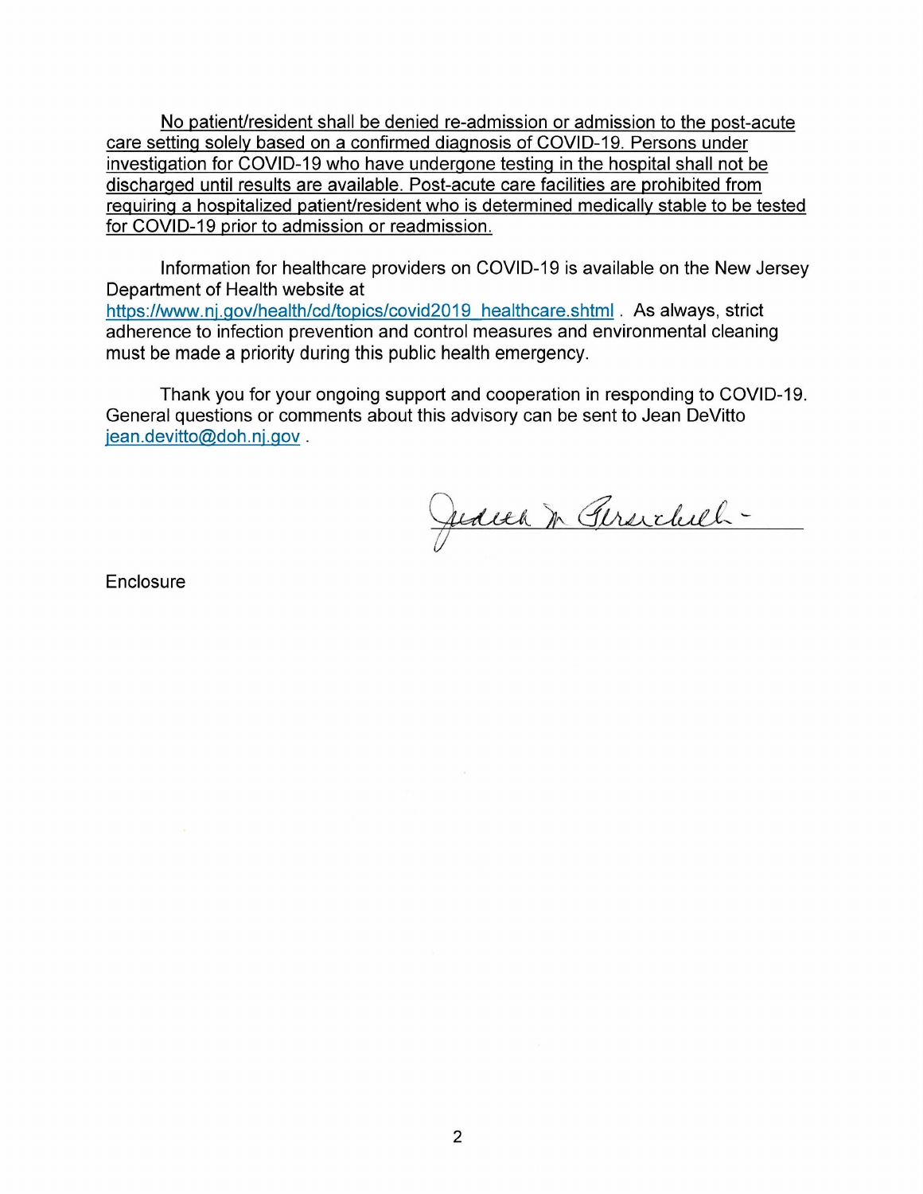No patient/resident shall be denied re-admission or admission to the post-acute care setting solely based on a confirmed diagnosis of COVID-19. Persons under investigation for COVID-19 who have undergone testing in the hospital shall not be discharged until results are available. Post-acute care facilities are prohibited from requiring a hospitalized patient/resident who is determined medically stable to be tested for COVID-19 prior to admission or readmission.

Information for healthcare providers on COVID-19 is available on the New Jersey Department of Health website at https://www.nj.gov/health/cd/topics/covid2019_healthcare.shtml . As always, strict adherence to infection prevention and control measures and environmental cleaning must be made a priority during this public health emergency.

Thank you for your ongoing support and cooperation in responding to COVID-19. General questions or comments about this advisory can be sent to Jean DeVitto jean.devitto@doh.nj.gov .

Judith M. Persichilli

Enclosure